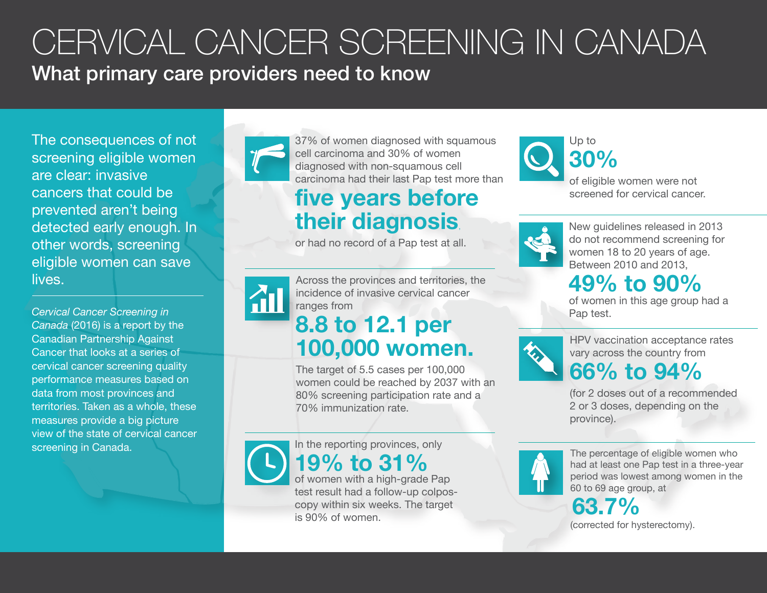# CERVICAL CANCER SCREENING IN CANADA

## What primary care providers need to know

The consequences of not screening eligible women are clear: invasive cancers that could be prevented aren't being detected early enough. In other words, screening eligible women can save lives.

*Cervical Cancer Screening in Canada* (2016) is a report by the Canadian Partnership Against Cancer that looks at a series of cervical cancer screening quality performance measures based on data from most provinces and territories. Taken as a whole, these measures provide a big picture view of the state of cervical cancer screening in Canada.

---

37% of women diagnosed with squamous cell carcinoma and 30% of women diagnosed with non-squamous cell carcinoma had their last Pap test more than

**five years before their diagnosis**,

or had no record of a Pap test at all.

---

Across the provinces and territories, the incidence of invasive cervical cancer ranges from

**8.8 to 12.1 per 100,000 women.**

The target of 5.5 cases per 100,000 women could be reached by 2037 with an 80% screening participation rate and a 70% immunization rate.

---

In the reporting provinces, only

**19% to 31%**

of women with a high-grade Pap test result had a follow-up colposcopy within six weeks. The target is 90% of women.

---

Up to

**30%**

of eligible women were not screened for cervical cancer.

---

New guidelines released in 2013 do not recommend screening for women 18 to 20 years of age. Between 2010 and 2013,

**49% to 90%**

of women in this age group had a Pap test.

---

HPV vaccination acceptance rates vary across the country from

**66% to 94%**

(for 2 doses out of a recommended 2 or 3 doses, depending on the province).

---

The percentage of eligible women who had at least one Pap test in a three-year period was lowest among women in the 60 to 69 age group, at

**63.7%**

(corrected for hysterectomy).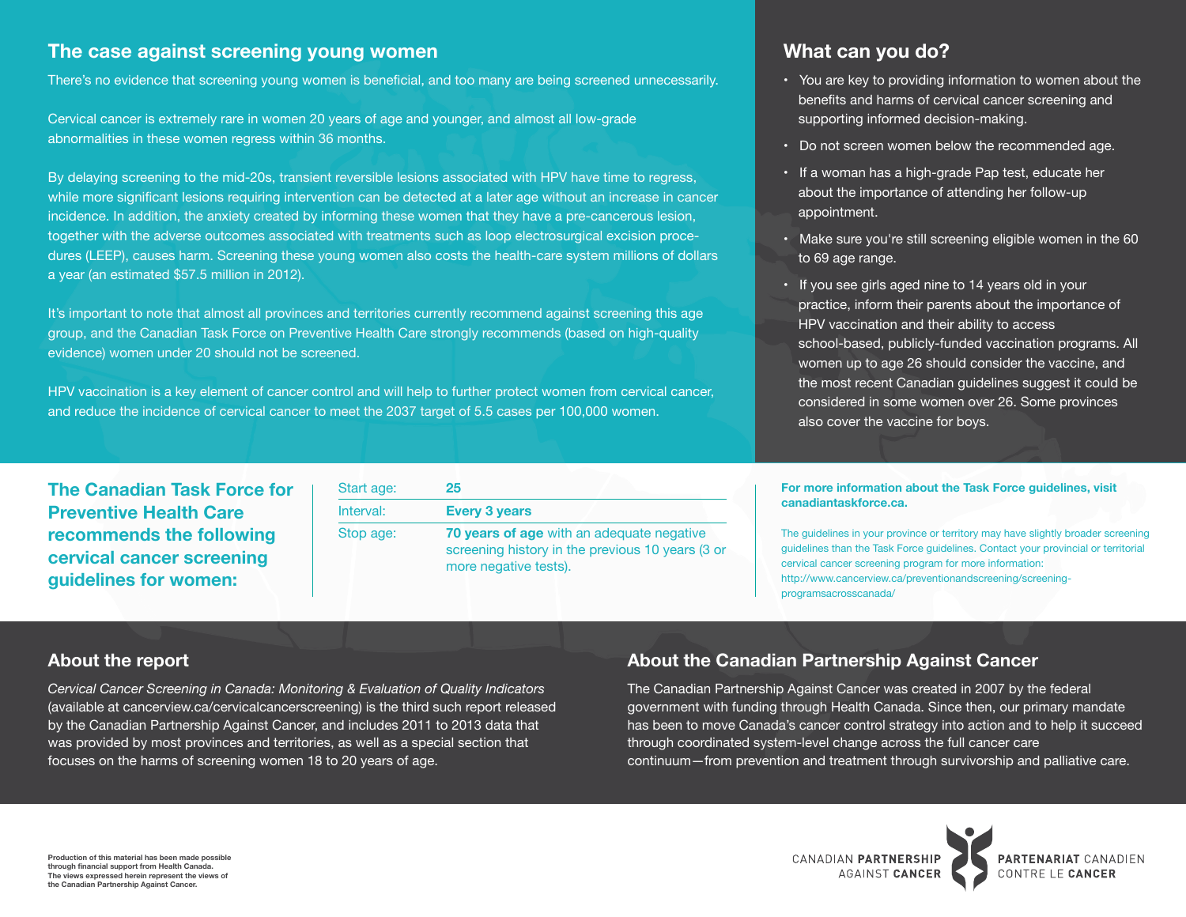## The case against screening young women

There's no evidence that screening young women is beneficial, and too many are being screened unnecessarily.

Cervical cancer is extremely rare in women 20 years of age and younger, and almost all low-grade abnormalities in these women regress within 36 months.

By delaying screening to the mid-20s, transient reversible lesions associated with HPV have time to regress, while more significant lesions requiring intervention can be detected at a later age without an increase in cancer incidence. In addition, the anxiety created by informing these women that they have a pre-cancerous lesion, together with the adverse outcomes associated with treatments such as loop electrosurgical excision procedures (LEEP), causes harm. Screening these young women also costs the health-care system millions of dollars a year (an estimated $57.5 million in 2012).

It's important to note that almost all provinces and territories currently recommend against screening this age group, and the Canadian Task Force on Preventive Health Care strongly recommends (based on high-quality evidence) women under 20 should not be screened.

HPV vaccination is a key element of cancer control and will help to further protect women from cervical cancer, and reduce the incidence of cervical cancer to meet the 2037 target of 5.5 cases per 100,000 women.

## What can you do?

- You are key to providing information to women about the benefits and harms of cervical cancer screening and supporting informed decision-making.
- Do not screen women below the recommended age.
- If a woman has a high-grade Pap test, educate her about the importance of attending her follow-up appointment.
- Make sure you're still screening eligible women in the 60 to 69 age range.
- If you see girls aged nine to 14 years old in your practice, inform their parents about the importance of HPV vaccination and their ability to access school-based, publicly-funded vaccination programs. All women up to age 26 should consider the vaccine, and the most recent Canadian guidelines suggest it could be considered in some women over 26. Some provinces also cover the vaccine for boys.

### The Canadian Task Force for Preventive Health Care recommends the following cervical cancer screening guidelines for women:

| | |
|---|---|
| Start age: | **25** |
| Interval: | **Every 3 years** |
| Stop age: | **70 years of age** with an adequate negative screening history in the previous 10 years (3 or more negative tests). |

**For more information about the Task Force guidelines, visit canadiantaskforce.ca.**

The guidelines in your province or territory may have slightly broader screening guidelines than the Task Force guidelines. Contact your provincial or territorial cervical cancer screening program for more information: http://www.cancerview.ca/preventionandscreening/screening-programsacrosscanada/

## About the report

*Cervical Cancer Screening in Canada: Monitoring & Evaluation of Quality Indicators* (available at cancerview.ca/cervicalcancerscreening) is the third such report released by the Canadian Partnership Against Cancer, and includes 2011 to 2013 data that was provided by most provinces and territories, as well as a special section that focuses on the harms of screening women 18 to 20 years of age.

## About the Canadian Partnership Against Cancer

The Canadian Partnership Against Cancer was created in 2007 by the federal government with funding through Health Canada. Since then, our primary mandate has been to move Canada's cancer control strategy into action and to help it succeed through coordinated system-level change across the full cancer care continuum—from prevention and treatment through survivorship and palliative care.

**Production of this material has been made possible through financial support from Health Canada. The views expressed herein represent the views of the Canadian Partnership Against Cancer.**

CANADIAN **PARTNERSHIP** AGAINST **CANCER** | **PARTENARIAT** CANADIEN CONTRE LE **CANCER**